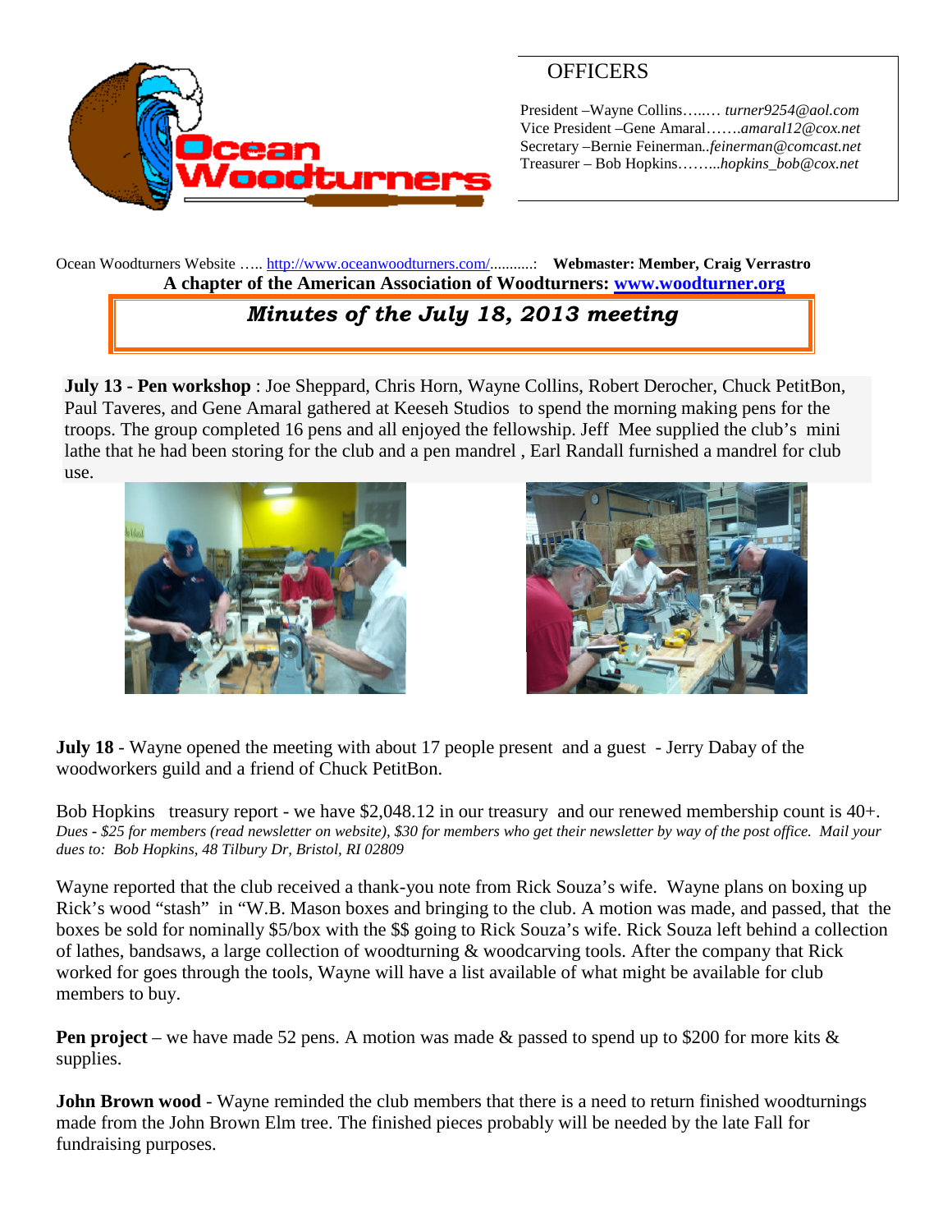# OFFICERS

President –Wayne Collins…..… *turner9254@aol.com*
Vice President –Gene Amaral…….*amaral12@cox.net*
Secretary –Bernie Feinerman..*feinerman@comcast.net*
Treasurer – Bob Hopkins……...*hopkins_bob@cox.net*

Ocean Woodturners Website ….. http://www.oceanwoodturners.com/..........: **Webmaster: Member, Craig Verrastro**
**A chapter of the American Association of Woodturners: www.woodturner.org**

## *Minutes of the July 18, 2013 meeting*

**July 13 - Pen workshop** : Joe Sheppard, Chris Horn, Wayne Collins, Robert Derocher, Chuck PetitBon, Paul Taveres, and Gene Amaral gathered at Keeseh Studios to spend the morning making pens for the troops. The group completed 16 pens and all enjoyed the fellowship. Jeff Mee supplied the club's mini lathe that he had been storing for the club and a pen mandrel , Earl Randall furnished a mandrel for club use.

**July 18** - Wayne opened the meeting with about 17 people present and a guest - Jerry Dabay of the woodworkers guild and a friend of Chuck PetitBon.

Bob Hopkins treasury report - we have $2,048.12 in our treasury and our renewed membership count is 40+. *Dues - $25 for members (read newsletter on website), $30 for members who get their newsletter by way of the post office. Mail your dues to: Bob Hopkins, 48 Tilbury Dr, Bristol, RI 02809*

Wayne reported that the club received a thank-you note from Rick Souza's wife. Wayne plans on boxing up Rick's wood "stash" in "W.B. Mason boxes and bringing to the club. A motion was made, and passed, that the boxes be sold for nominally $5/box with the $$ going to Rick Souza's wife. Rick Souza left behind a collection of lathes, bandsaws, a large collection of woodturning & woodcarving tools. After the company that Rick worked for goes through the tools, Wayne will have a list available of what might be available for club members to buy.

**Pen project** – we have made 52 pens. A motion was made & passed to spend up to $200 for more kits & supplies.

**John Brown wood** - Wayne reminded the club members that there is a need to return finished woodturnings made from the John Brown Elm tree. The finished pieces probably will be needed by the late Fall for fundraising purposes.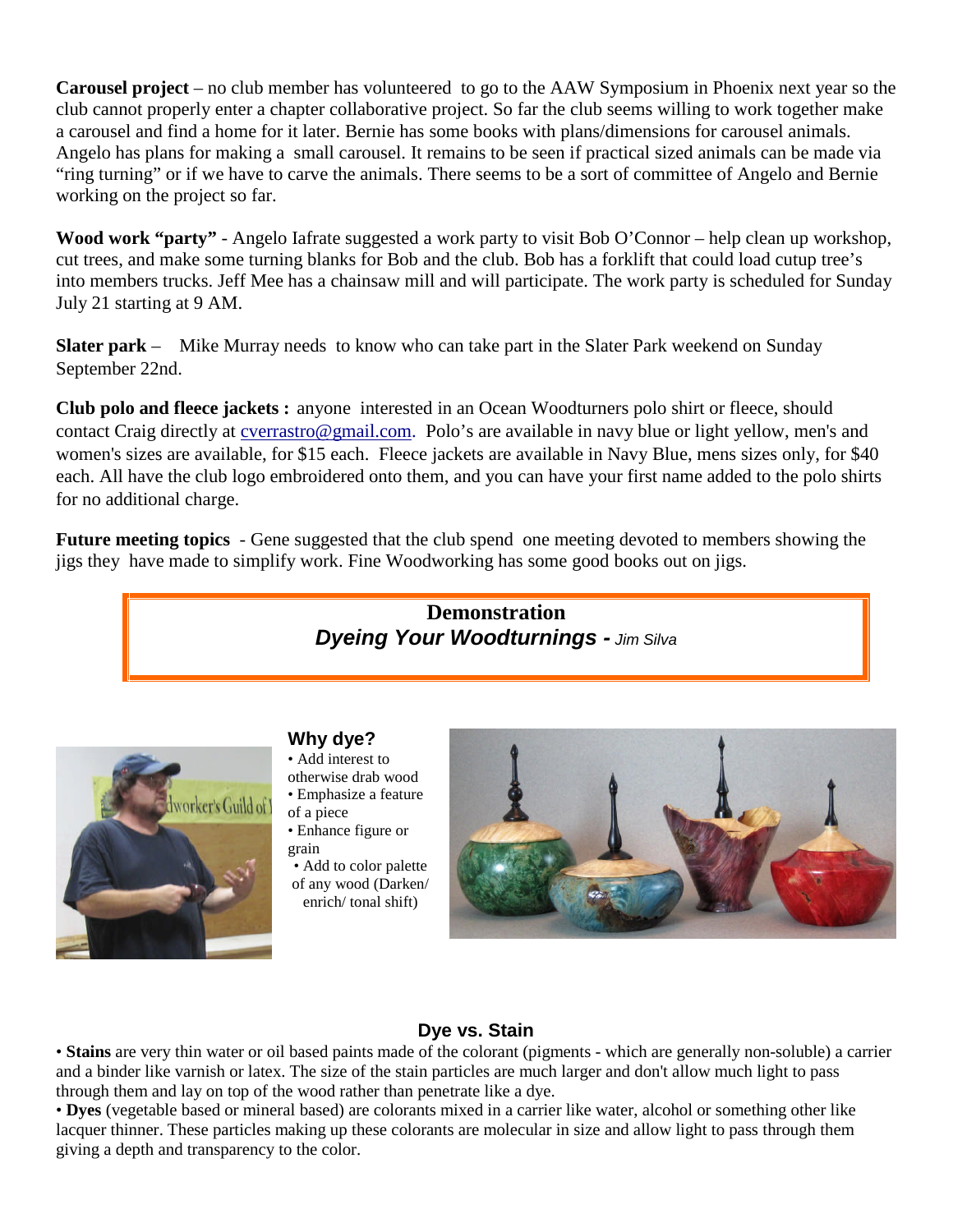**Carousel project** – no club member has volunteered to go to the AAW Symposium in Phoenix next year so the club cannot properly enter a chapter collaborative project. So far the club seems willing to work together make a carousel and find a home for it later. Bernie has some books with plans/dimensions for carousel animals. Angelo has plans for making a small carousel. It remains to be seen if practical sized animals can be made via "ring turning" or if we have to carve the animals. There seems to be a sort of committee of Angelo and Bernie working on the project so far.

**Wood work "party"** - Angelo Iafrate suggested a work party to visit Bob O'Connor – help clean up workshop, cut trees, and make some turning blanks for Bob and the club. Bob has a forklift that could load cutup tree's into members trucks. Jeff Mee has a chainsaw mill and will participate. The work party is scheduled for Sunday July 21 starting at 9 AM.

**Slater park** – Mike Murray needs to know who can take part in the Slater Park weekend on Sunday September 22nd.

**Club polo and fleece jackets :** anyone interested in an Ocean Woodturners polo shirt or fleece, should contact Craig directly at cverrastro@gmail.com. Polo's are available in navy blue or light yellow, men's and women's sizes are available, for $15 each. Fleece jackets are available in Navy Blue, mens sizes only, for $40 each. All have the club logo embroidered onto them, and you can have your first name added to the polo shirts for no additional charge.

**Future meeting topics** - Gene suggested that the club spend one meeting devoted to members showing the jigs they have made to simplify work. Fine Woodworking has some good books out on jigs.

## Demonstration
## *Dyeing Your Woodturnings* - *Jim Silva*

### Why dye?

- Add interest to otherwise drab wood
- Emphasize a feature of a piece
- Enhance figure or grain
- Add to color palette of any wood (Darken/ enrich/ tonal shift)

### Dye vs. Stain

- **Stains** are very thin water or oil based paints made of the colorant (pigments - which are generally non-soluble) a carrier and a binder like varnish or latex. The size of the stain particles are much larger and don't allow much light to pass through them and lay on top of the wood rather than penetrate like a dye.
- **Dyes** (vegetable based or mineral based) are colorants mixed in a carrier like water, alcohol or something other like lacquer thinner. These particles making up these colorants are molecular in size and allow light to pass through them giving a depth and transparency to the color.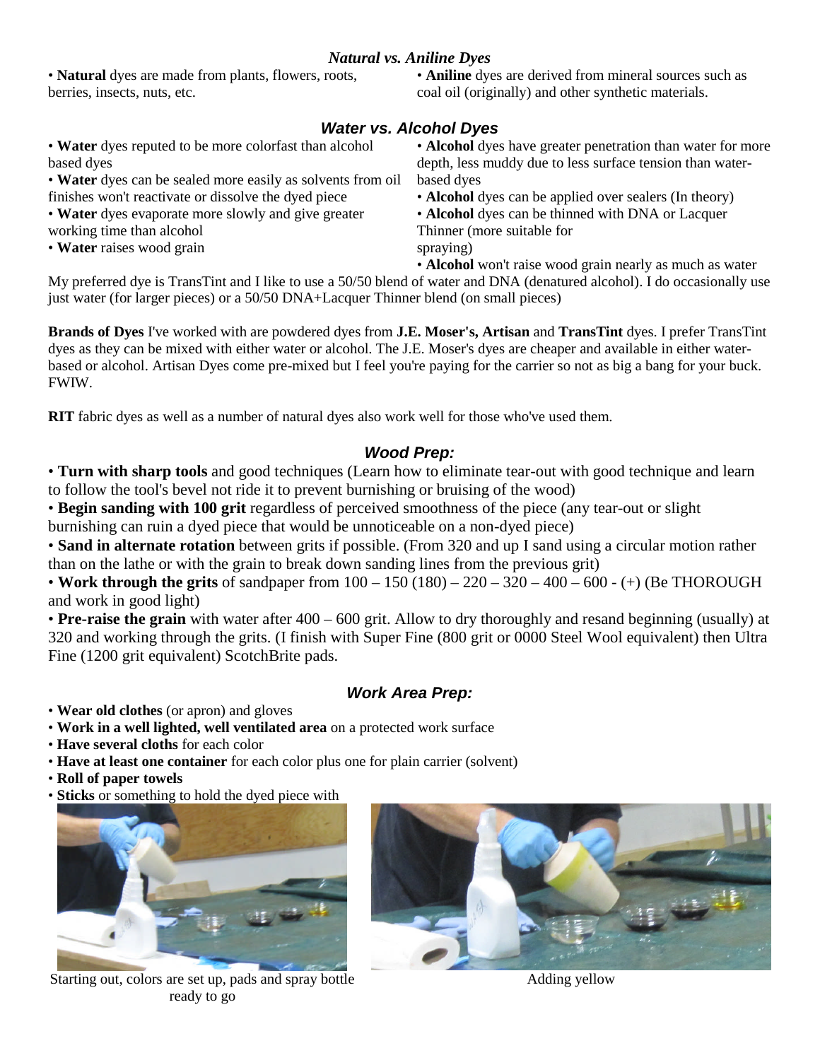### *Natural vs. Aniline Dyes*

• **Natural** dyes are made from plants, flowers, roots, berries, insects, nuts, etc.

• **Aniline** dyes are derived from mineral sources such as coal oil (originally) and other synthetic materials.

### *Water vs. Alcohol Dyes*

• **Water** dyes reputed to be more colorfast than alcohol based dyes
• **Water** dyes can be sealed more easily as solvents from oil finishes won't reactivate or dissolve the dyed piece
• **Water** dyes evaporate more slowly and give greater working time than alcohol
• **Water** raises wood grain

• **Alcohol** dyes have greater penetration than water for more depth, less muddy due to less surface tension than water-based dyes
• **Alcohol** dyes can be applied over sealers (In theory)
• **Alcohol** dyes can be thinned with DNA or Lacquer Thinner (more suitable for spraying)
• **Alcohol** won't raise wood grain nearly as much as water

My preferred dye is TransTint and I like to use a 50/50 blend of water and DNA (denatured alcohol). I do occasionally use just water (for larger pieces) or a 50/50 DNA+Lacquer Thinner blend (on small pieces)

**Brands of Dyes** I've worked with are powdered dyes from **J.E. Moser's, Artisan** and **TransTint** dyes. I prefer TransTint dyes as they can be mixed with either water or alcohol. The J.E. Moser's dyes are cheaper and available in either water-based or alcohol. Artisan Dyes come pre-mixed but I feel you're paying for the carrier so not as big a bang for your buck. FWIW.

**RIT** fabric dyes as well as a number of natural dyes also work well for those who've used them.

### *Wood Prep:*

• **Turn with sharp tools** and good techniques (Learn how to eliminate tear-out with good technique and learn to follow the tool's bevel not ride it to prevent burnishing or bruising of the wood)
• **Begin sanding with 100 grit** regardless of perceived smoothness of the piece (any tear-out or slight burnishing can ruin a dyed piece that would be unnoticeable on a non-dyed piece)
• **Sand in alternate rotation** between grits if possible. (From 320 and up I sand using a circular motion rather than on the lathe or with the grain to break down sanding lines from the previous grit)
• **Work through the grits** of sandpaper from 100 – 150 (180) – 220 – 320 – 400 – 600 - (+) (Be THOROUGH and work in good light)
• **Pre-raise the grain** with water after 400 – 600 grit. Allow to dry thoroughly and resand beginning (usually) at 320 and working through the grits. (I finish with Super Fine (800 grit or 0000 Steel Wool equivalent) then Ultra Fine (1200 grit equivalent) ScotchBrite pads.

### *Work Area Prep:*

• **Wear old clothes** (or apron) and gloves
• **Work in a well lighted, well ventilated area** on a protected work surface
• **Have several cloths** for each color
• **Have at least one container** for each color plus one for plain carrier (solvent)
• **Roll of paper towels**
• **Sticks** or something to hold the dyed piece with

Starting out, colors are set up, pads and spray bottle ready to go

Adding yellow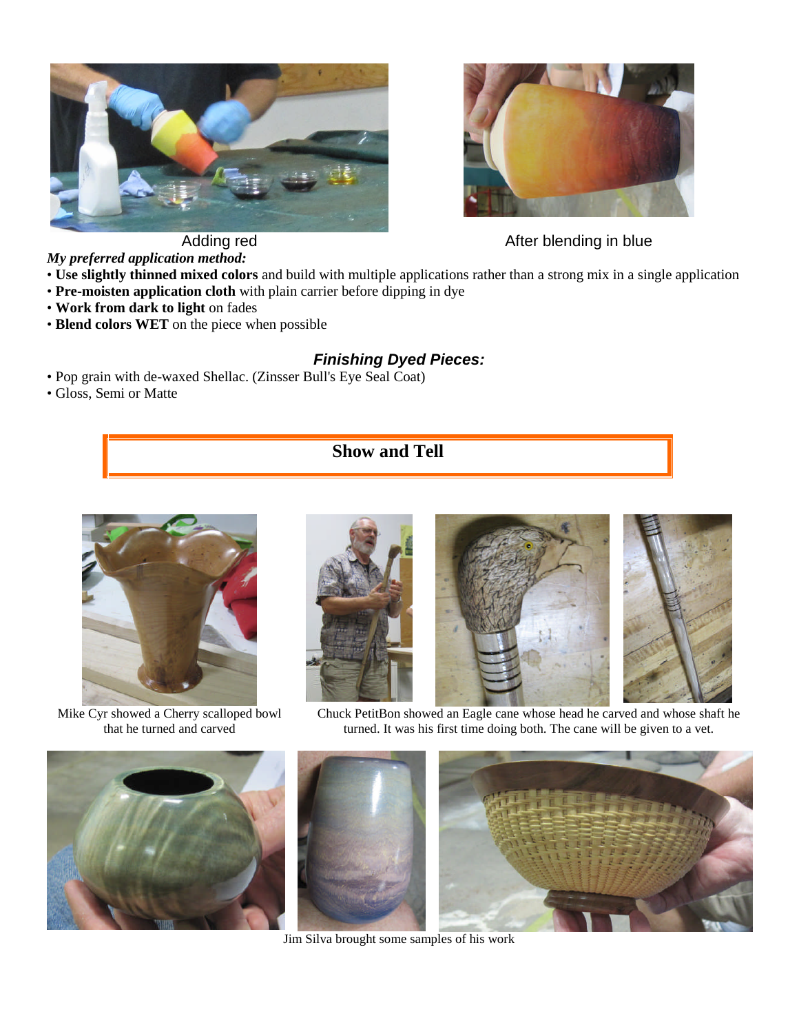Adding red

After blending in blue

***My preferred application method:***

- **Use slightly thinned mixed colors** and build with multiple applications rather than a strong mix in a single application
- **Pre-moisten application cloth** with plain carrier before dipping in dye
- **Work from dark to light** on fades
- **Blend colors WET** on the piece when possible

### ***Finishing Dyed Pieces:***

- Pop grain with de-waxed Shellac. (Zinsser Bull's Eye Seal Coat)
- Gloss, Semi or Matte

## Show and Tell

Mike Cyr showed a Cherry scalloped bowl that he turned and carved

Chuck PetitBon showed an Eagle cane whose head he carved and whose shaft he turned. It was his first time doing both. The cane will be given to a vet.

Jim Silva brought some samples of his work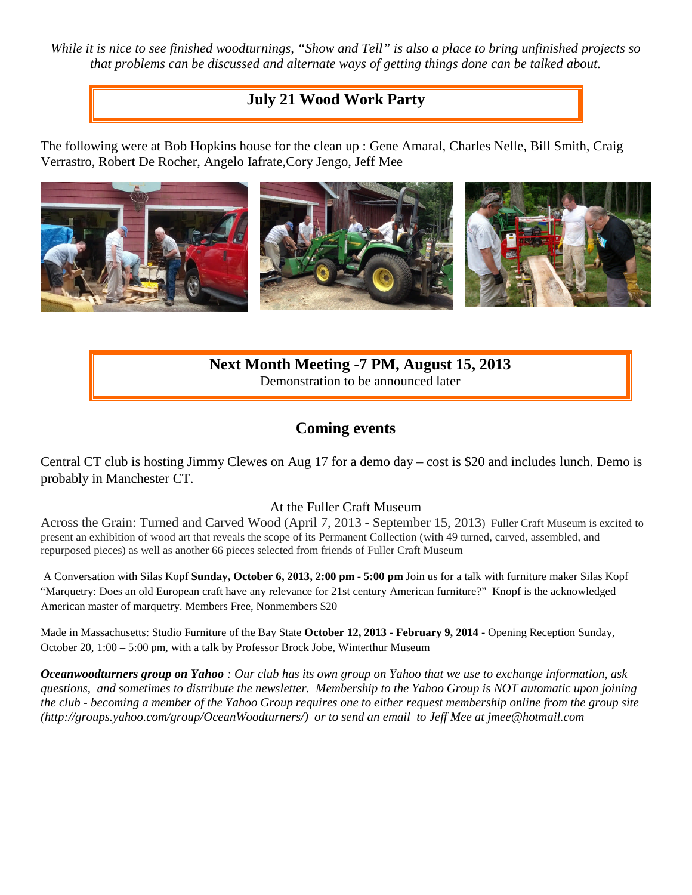*While it is nice to see finished woodturnings, "Show and Tell" is also a place to bring unfinished projects so that problems can be discussed and alternate ways of getting things done can be talked about.*

## July 21 Wood Work Party

The following were at Bob Hopkins house for the clean up : Gene Amaral, Charles Nelle, Bill Smith, Craig Verrastro, Robert De Rocher, Angelo Iafrate,Cory Jengo, Jeff Mee

## Next Month Meeting -7 PM, August 15, 2013

Demonstration to be announced later

## Coming events

Central CT club is hosting Jimmy Clewes on Aug 17 for a demo day – cost is $20 and includes lunch. Demo is probably in Manchester CT.

At the Fuller Craft Museum

Across the Grain: Turned and Carved Wood (April 7, 2013 - September 15, 2013) Fuller Craft Museum is excited to present an exhibition of wood art that reveals the scope of its Permanent Collection (with 49 turned, carved, assembled, and repurposed pieces) as well as another 66 pieces selected from friends of Fuller Craft Museum

A Conversation with Silas Kopf **Sunday, October 6, 2013, 2:00 pm - 5:00 pm** Join us for a talk with furniture maker Silas Kopf "Marquetry: Does an old European craft have any relevance for 21st century American furniture?" Knopf is the acknowledged American master of marquetry. Members Free, Nonmembers $20

Made in Massachusetts: Studio Furniture of the Bay State **October 12, 2013 - February 9, 2014 -** Opening Reception Sunday, October 20, 1:00 – 5:00 pm, with a talk by Professor Brock Jobe, Winterthur Museum

***Oceanwoodturners group on Yahoo** : Our club has its own group on Yahoo that we use to exchange information, ask questions, and sometimes to distribute the newsletter. Membership to the Yahoo Group is NOT automatic upon joining the club - becoming a member of the Yahoo Group requires one to either request membership online from the group site (http://groups.yahoo.com/group/OceanWoodturners/) or to send an email to Jeff Mee at jmee@hotmail.com*